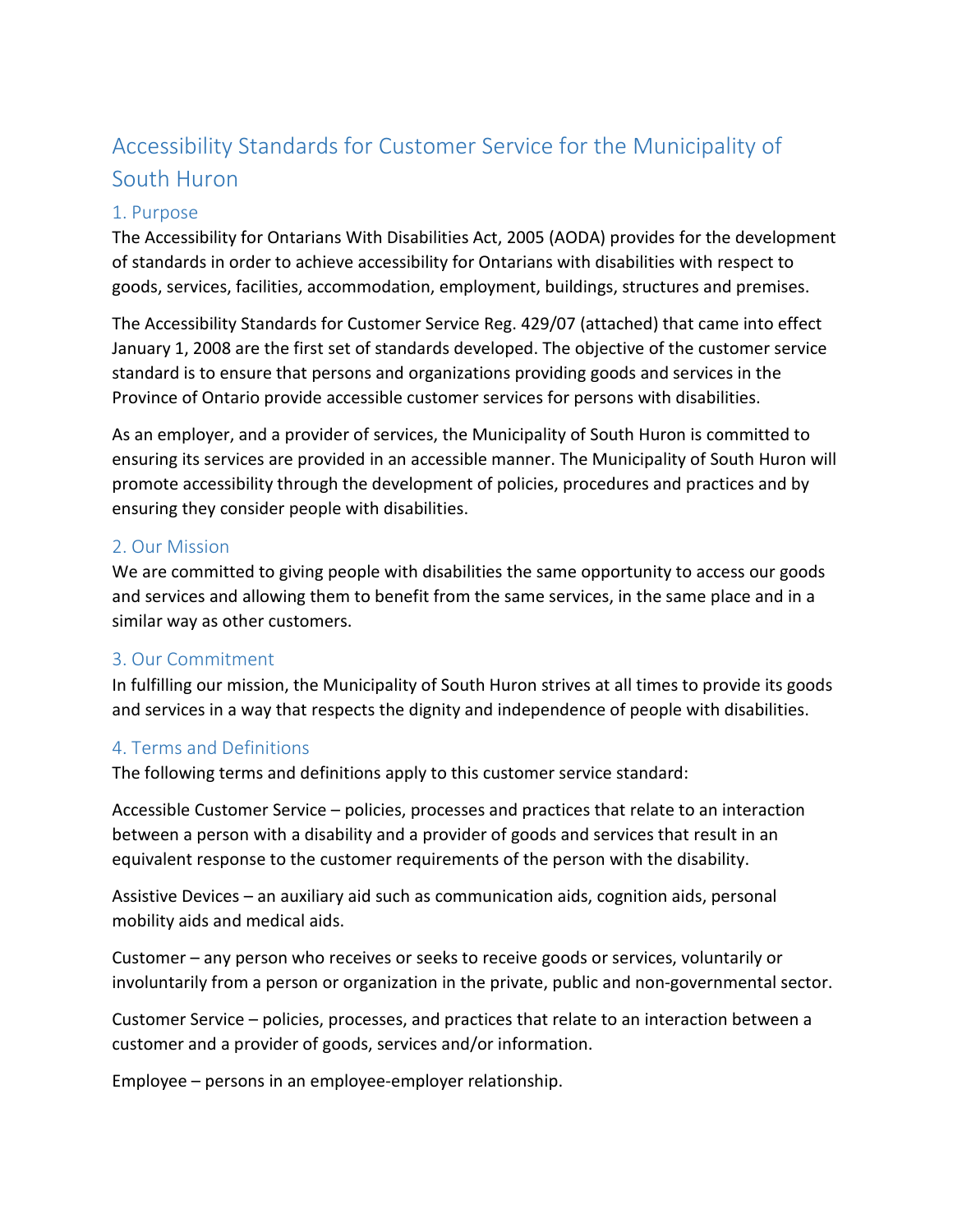# Accessibility Standards for Customer Service for the Municipality of South Huron

## 1. Purpose

The Accessibility for Ontarians With Disabilities Act, 2005 (AODA) provides for the development of standards in order to achieve accessibility for Ontarians with disabilities with respect to goods, services, facilities, accommodation, employment, buildings, structures and premises.

The Accessibility Standards for Customer Service Reg. 429/07 (attached) that came into effect January 1, 2008 are the first set of standards developed. The objective of the customer service standard is to ensure that persons and organizations providing goods and services in the Province of Ontario provide accessible customer services for persons with disabilities.

As an employer, and a provider of services, the Municipality of South Huron is committed to ensuring its services are provided in an accessible manner. The Municipality of South Huron will promote accessibility through the development of policies, procedures and practices and by ensuring they consider people with disabilities.

## 2. Our Mission

We are committed to giving people with disabilities the same opportunity to access our goods and services and allowing them to benefit from the same services, in the same place and in a similar way as other customers.

## 3. Our Commitment

In fulfilling our mission, the Municipality of South Huron strives at all times to provide its goods and services in a way that respects the dignity and independence of people with disabilities.

## 4. Terms and Definitions

The following terms and definitions apply to this customer service standard:

Accessible Customer Service – policies, processes and practices that relate to an interaction between a person with a disability and a provider of goods and services that result in an equivalent response to the customer requirements of the person with the disability.

Assistive Devices – an auxiliary aid such as communication aids, cognition aids, personal mobility aids and medical aids.

Customer – any person who receives or seeks to receive goods or services, voluntarily or involuntarily from a person or organization in the private, public and non-governmental sector.

Customer Service – policies, processes, and practices that relate to an interaction between a customer and a provider of goods, services and/or information.

Employee – persons in an employee-employer relationship.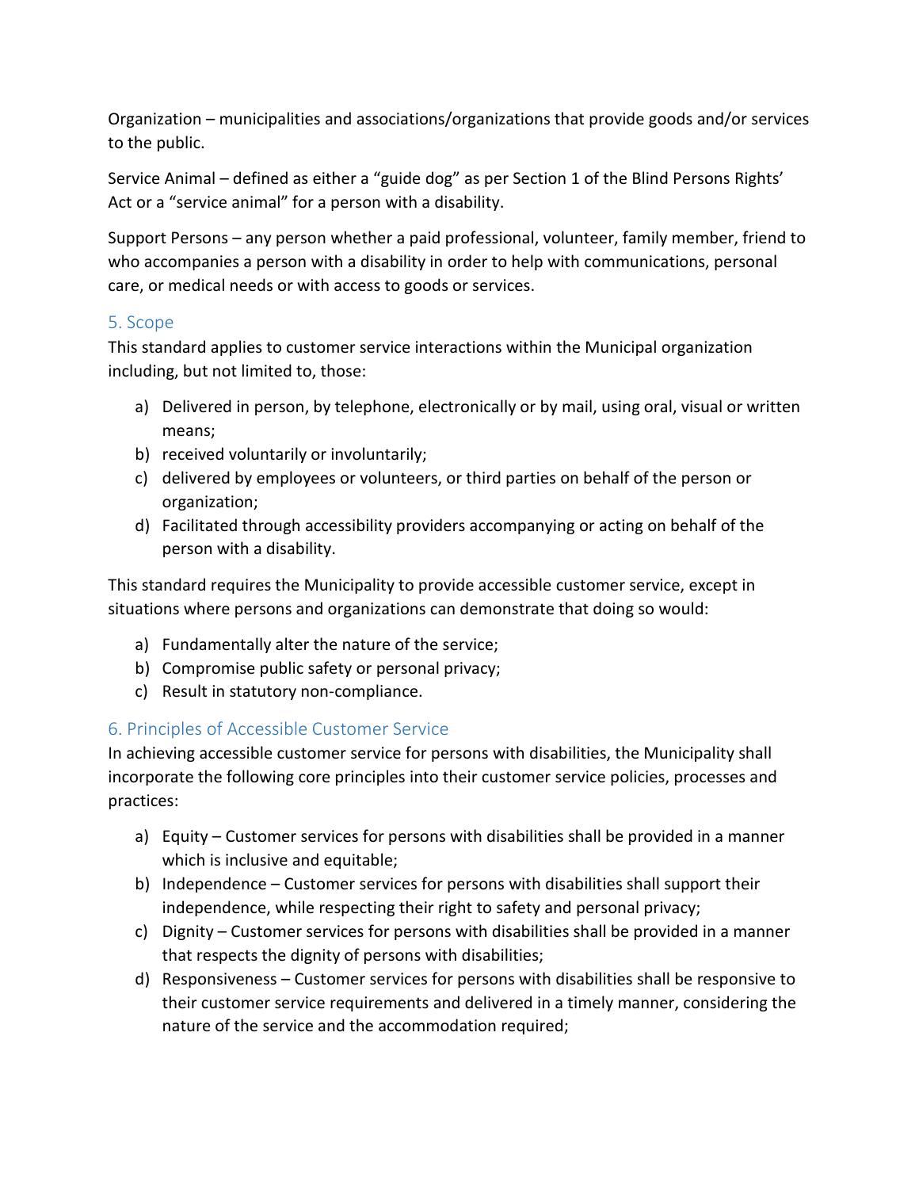Organization – municipalities and associations/organizations that provide goods and/or services to the public.

Service Animal – defined as either a "guide dog" as per Section 1 of the Blind Persons Rights' Act or a "service animal" for a person with a disability.

Support Persons – any person whether a paid professional, volunteer, family member, friend to who accompanies a person with a disability in order to help with communications, personal care, or medical needs or with access to goods or services.

## 5. Scope

This standard applies to customer service interactions within the Municipal organization including, but not limited to, those:

a) Delivered in person, by telephone, electronically or by mail, using oral, visual or written means;
b) received voluntarily or involuntarily;
c) delivered by employees or volunteers, or third parties on behalf of the person or organization;
d) Facilitated through accessibility providers accompanying or acting on behalf of the person with a disability.

This standard requires the Municipality to provide accessible customer service, except in situations where persons and organizations can demonstrate that doing so would:

a) Fundamentally alter the nature of the service;
b) Compromise public safety or personal privacy;
c) Result in statutory non-compliance.

## 6. Principles of Accessible Customer Service

In achieving accessible customer service for persons with disabilities, the Municipality shall incorporate the following core principles into their customer service policies, processes and practices:

a) Equity – Customer services for persons with disabilities shall be provided in a manner which is inclusive and equitable;
b) Independence – Customer services for persons with disabilities shall support their independence, while respecting their right to safety and personal privacy;
c) Dignity – Customer services for persons with disabilities shall be provided in a manner that respects the dignity of persons with disabilities;
d) Responsiveness – Customer services for persons with disabilities shall be responsive to their customer service requirements and delivered in a timely manner, considering the nature of the service and the accommodation required;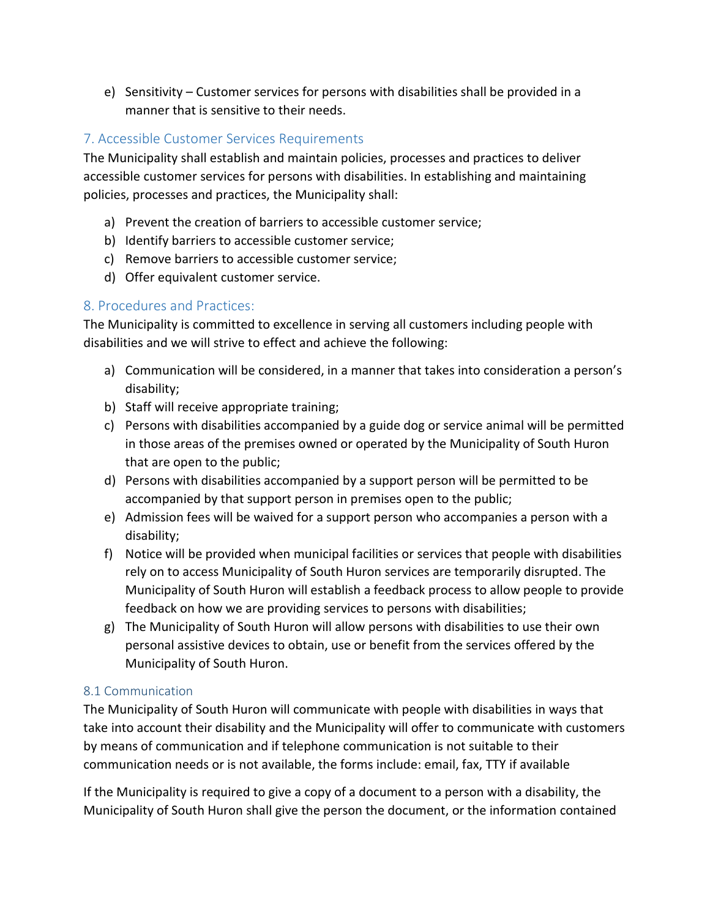e) Sensitivity – Customer services for persons with disabilities shall be provided in a manner that is sensitive to their needs.

## 7. Accessible Customer Services Requirements

The Municipality shall establish and maintain policies, processes and practices to deliver accessible customer services for persons with disabilities. In establishing and maintaining policies, processes and practices, the Municipality shall:

a) Prevent the creation of barriers to accessible customer service;
b) Identify barriers to accessible customer service;
c) Remove barriers to accessible customer service;
d) Offer equivalent customer service.

## 8. Procedures and Practices:

The Municipality is committed to excellence in serving all customers including people with disabilities and we will strive to effect and achieve the following:

a) Communication will be considered, in a manner that takes into consideration a person's disability;
b) Staff will receive appropriate training;
c) Persons with disabilities accompanied by a guide dog or service animal will be permitted in those areas of the premises owned or operated by the Municipality of South Huron that are open to the public;
d) Persons with disabilities accompanied by a support person will be permitted to be accompanied by that support person in premises open to the public;
e) Admission fees will be waived for a support person who accompanies a person with a disability;
f) Notice will be provided when municipal facilities or services that people with disabilities rely on to access Municipality of South Huron services are temporarily disrupted. The Municipality of South Huron will establish a feedback process to allow people to provide feedback on how we are providing services to persons with disabilities;
g) The Municipality of South Huron will allow persons with disabilities to use their own personal assistive devices to obtain, use or benefit from the services offered by the Municipality of South Huron.

### 8.1 Communication

The Municipality of South Huron will communicate with people with disabilities in ways that take into account their disability and the Municipality will offer to communicate with customers by means of communication and if telephone communication is not suitable to their communication needs or is not available, the forms include: email, fax, TTY if available

If the Municipality is required to give a copy of a document to a person with a disability, the Municipality of South Huron shall give the person the document, or the information contained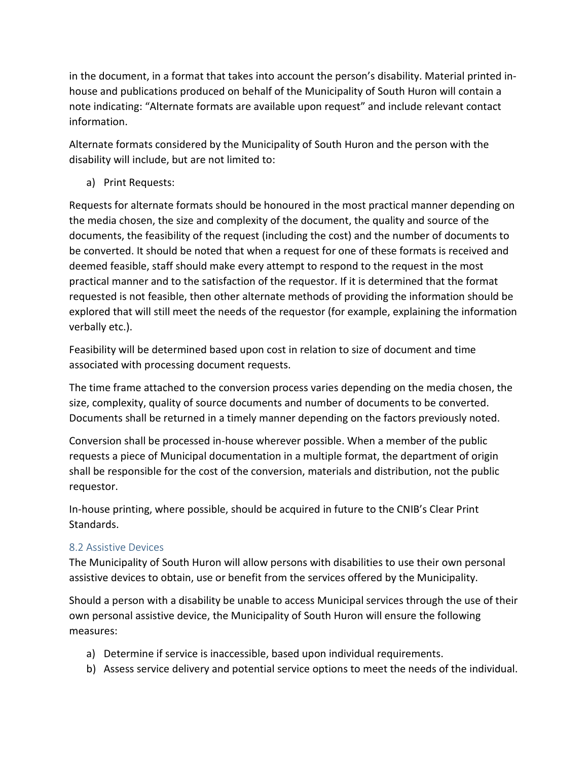in the document, in a format that takes into account the person's disability. Material printed in-house and publications produced on behalf of the Municipality of South Huron will contain a note indicating: "Alternate formats are available upon request" and include relevant contact information.

Alternate formats considered by the Municipality of South Huron and the person with the disability will include, but are not limited to:

a) Print Requests:

Requests for alternate formats should be honoured in the most practical manner depending on the media chosen, the size and complexity of the document, the quality and source of the documents, the feasibility of the request (including the cost) and the number of documents to be converted. It should be noted that when a request for one of these formats is received and deemed feasible, staff should make every attempt to respond to the request in the most practical manner and to the satisfaction of the requestor. If it is determined that the format requested is not feasible, then other alternate methods of providing the information should be explored that will still meet the needs of the requestor (for example, explaining the information verbally etc.).

Feasibility will be determined based upon cost in relation to size of document and time associated with processing document requests.

The time frame attached to the conversion process varies depending on the media chosen, the size, complexity, quality of source documents and number of documents to be converted. Documents shall be returned in a timely manner depending on the factors previously noted.

Conversion shall be processed in-house wherever possible. When a member of the public requests a piece of Municipal documentation in a multiple format, the department of origin shall be responsible for the cost of the conversion, materials and distribution, not the public requestor.

In-house printing, where possible, should be acquired in future to the CNIB's Clear Print Standards.

### 8.2 Assistive Devices

The Municipality of South Huron will allow persons with disabilities to use their own personal assistive devices to obtain, use or benefit from the services offered by the Municipality.

Should a person with a disability be unable to access Municipal services through the use of their own personal assistive device, the Municipality of South Huron will ensure the following measures:

a) Determine if service is inaccessible, based upon individual requirements.
b) Assess service delivery and potential service options to meet the needs of the individual.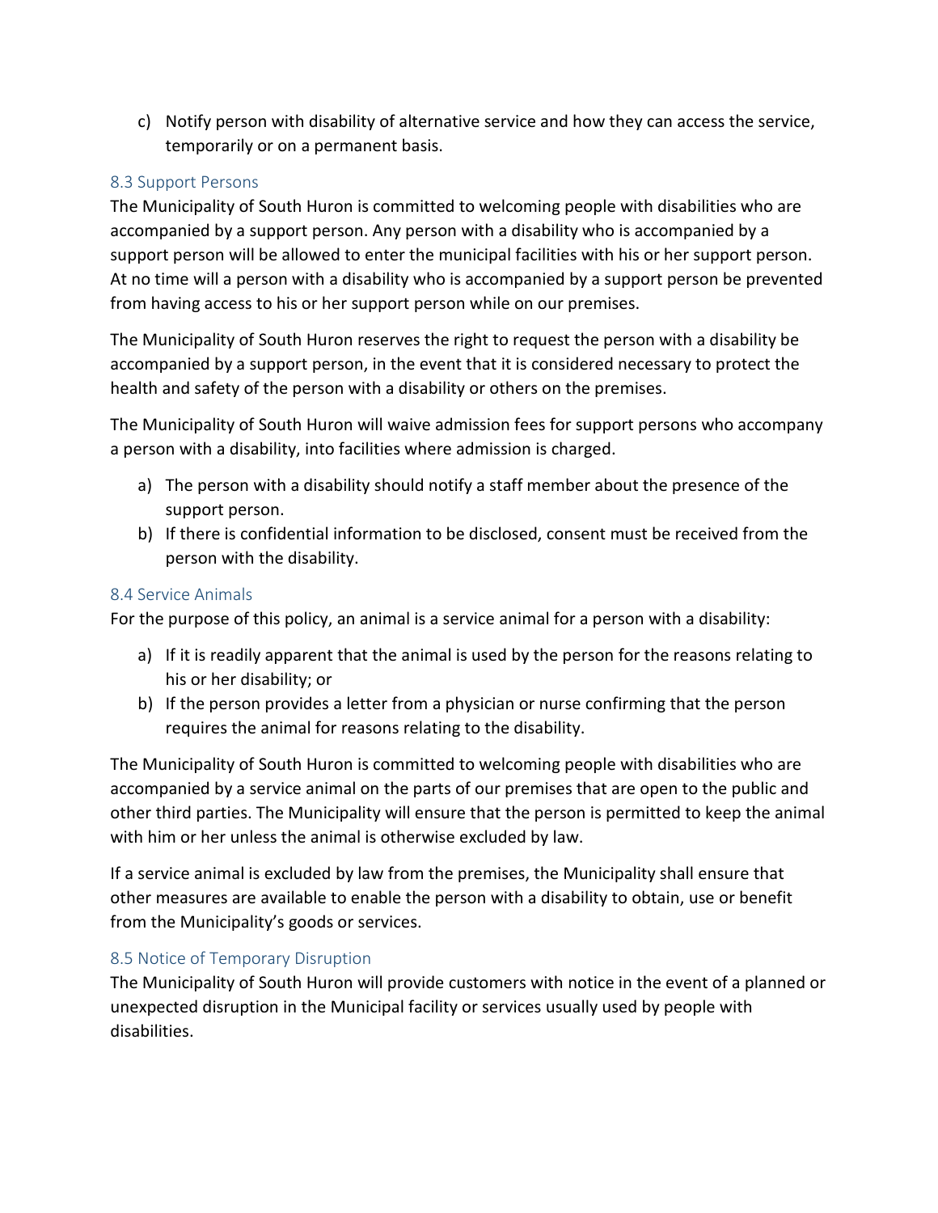c) Notify person with disability of alternative service and how they can access the service, temporarily or on a permanent basis.

### 8.3 Support Persons

The Municipality of South Huron is committed to welcoming people with disabilities who are accompanied by a support person. Any person with a disability who is accompanied by a support person will be allowed to enter the municipal facilities with his or her support person. At no time will a person with a disability who is accompanied by a support person be prevented from having access to his or her support person while on our premises.

The Municipality of South Huron reserves the right to request the person with a disability be accompanied by a support person, in the event that it is considered necessary to protect the health and safety of the person with a disability or others on the premises.

The Municipality of South Huron will waive admission fees for support persons who accompany a person with a disability, into facilities where admission is charged.

a) The person with a disability should notify a staff member about the presence of the support person.
b) If there is confidential information to be disclosed, consent must be received from the person with the disability.

### 8.4 Service Animals

For the purpose of this policy, an animal is a service animal for a person with a disability:

a) If it is readily apparent that the animal is used by the person for the reasons relating to his or her disability; or
b) If the person provides a letter from a physician or nurse confirming that the person requires the animal for reasons relating to the disability.

The Municipality of South Huron is committed to welcoming people with disabilities who are accompanied by a service animal on the parts of our premises that are open to the public and other third parties. The Municipality will ensure that the person is permitted to keep the animal with him or her unless the animal is otherwise excluded by law.

If a service animal is excluded by law from the premises, the Municipality shall ensure that other measures are available to enable the person with a disability to obtain, use or benefit from the Municipality's goods or services.

### 8.5 Notice of Temporary Disruption

The Municipality of South Huron will provide customers with notice in the event of a planned or unexpected disruption in the Municipal facility or services usually used by people with disabilities.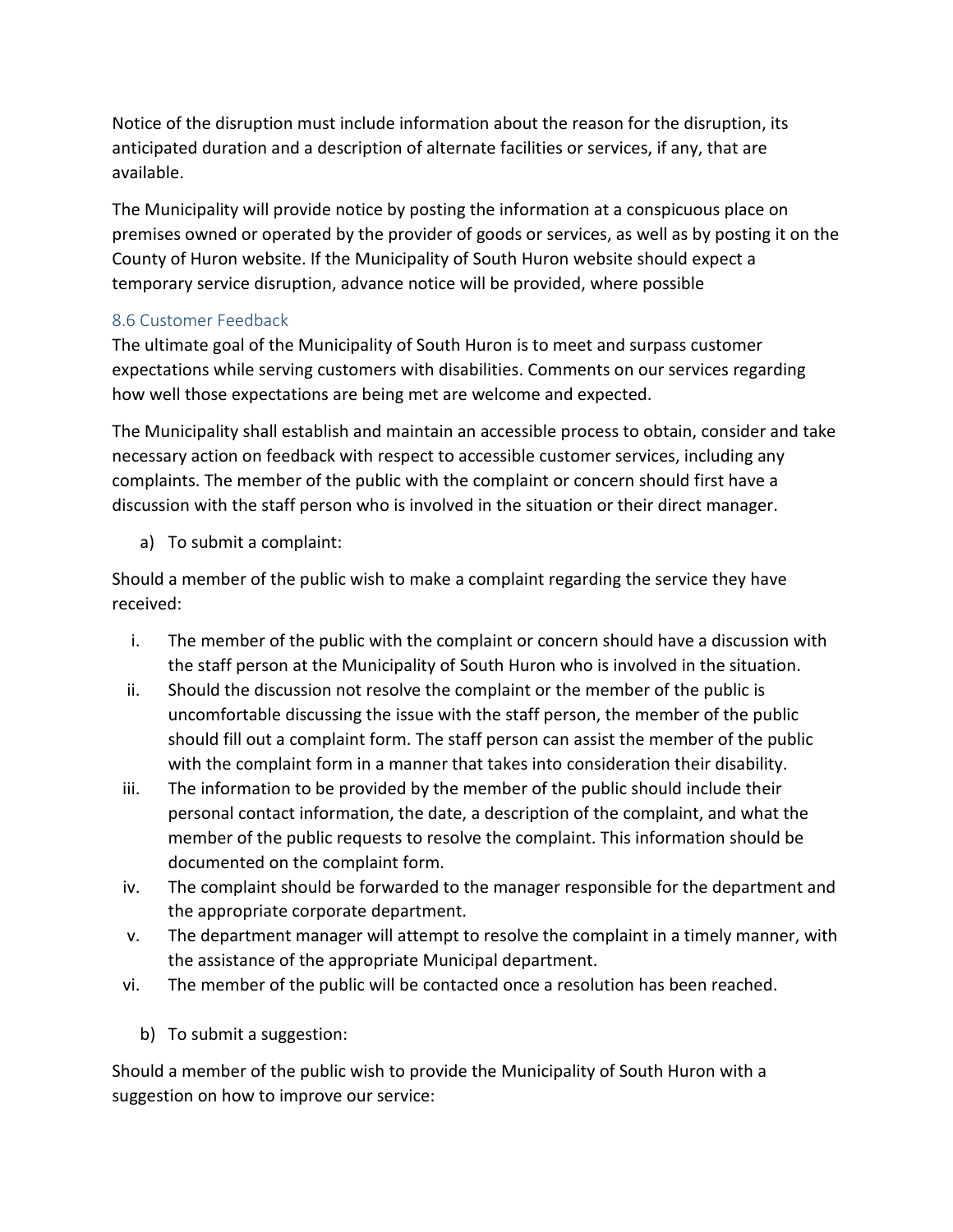Notice of the disruption must include information about the reason for the disruption, its anticipated duration and a description of alternate facilities or services, if any, that are available.

The Municipality will provide notice by posting the information at a conspicuous place on premises owned or operated by the provider of goods or services, as well as by posting it on the County of Huron website. If the Municipality of South Huron website should expect a temporary service disruption, advance notice will be provided, where possible

### 8.6 Customer Feedback

The ultimate goal of the Municipality of South Huron is to meet and surpass customer expectations while serving customers with disabilities. Comments on our services regarding how well those expectations are being met are welcome and expected.

The Municipality shall establish and maintain an accessible process to obtain, consider and take necessary action on feedback with respect to accessible customer services, including any complaints. The member of the public with the complaint or concern should first have a discussion with the staff person who is involved in the situation or their direct manager.

a) To submit a complaint:

Should a member of the public wish to make a complaint regarding the service they have received:

i. The member of the public with the complaint or concern should have a discussion with the staff person at the Municipality of South Huron who is involved in the situation.
ii. Should the discussion not resolve the complaint or the member of the public is uncomfortable discussing the issue with the staff person, the member of the public should fill out a complaint form. The staff person can assist the member of the public with the complaint form in a manner that takes into consideration their disability.
iii. The information to be provided by the member of the public should include their personal contact information, the date, a description of the complaint, and what the member of the public requests to resolve the complaint. This information should be documented on the complaint form.
iv. The complaint should be forwarded to the manager responsible for the department and the appropriate corporate department.
v. The department manager will attempt to resolve the complaint in a timely manner, with the assistance of the appropriate Municipal department.
vi. The member of the public will be contacted once a resolution has been reached.

b) To submit a suggestion:

Should a member of the public wish to provide the Municipality of South Huron with a suggestion on how to improve our service: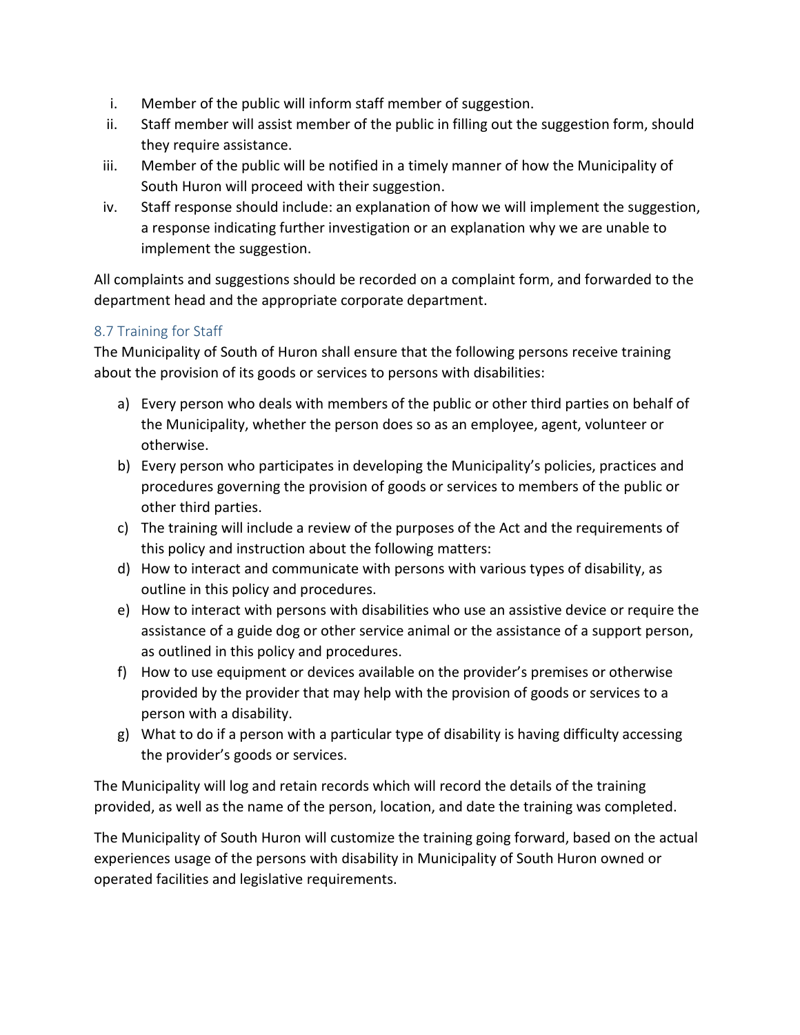i. Member of the public will inform staff member of suggestion.
ii. Staff member will assist member of the public in filling out the suggestion form, should they require assistance.
iii. Member of the public will be notified in a timely manner of how the Municipality of South Huron will proceed with their suggestion.
iv. Staff response should include: an explanation of how we will implement the suggestion, a response indicating further investigation or an explanation why we are unable to implement the suggestion.

All complaints and suggestions should be recorded on a complaint form, and forwarded to the department head and the appropriate corporate department.

### 8.7 Training for Staff

The Municipality of South of Huron shall ensure that the following persons receive training about the provision of its goods or services to persons with disabilities:

a) Every person who deals with members of the public or other third parties on behalf of the Municipality, whether the person does so as an employee, agent, volunteer or otherwise.
b) Every person who participates in developing the Municipality's policies, practices and procedures governing the provision of goods or services to members of the public or other third parties.
c) The training will include a review of the purposes of the Act and the requirements of this policy and instruction about the following matters:
d) How to interact and communicate with persons with various types of disability, as outline in this policy and procedures.
e) How to interact with persons with disabilities who use an assistive device or require the assistance of a guide dog or other service animal or the assistance of a support person, as outlined in this policy and procedures.
f) How to use equipment or devices available on the provider's premises or otherwise provided by the provider that may help with the provision of goods or services to a person with a disability.
g) What to do if a person with a particular type of disability is having difficulty accessing the provider's goods or services.

The Municipality will log and retain records which will record the details of the training provided, as well as the name of the person, location, and date the training was completed.

The Municipality of South Huron will customize the training going forward, based on the actual experiences usage of the persons with disability in Municipality of South Huron owned or operated facilities and legislative requirements.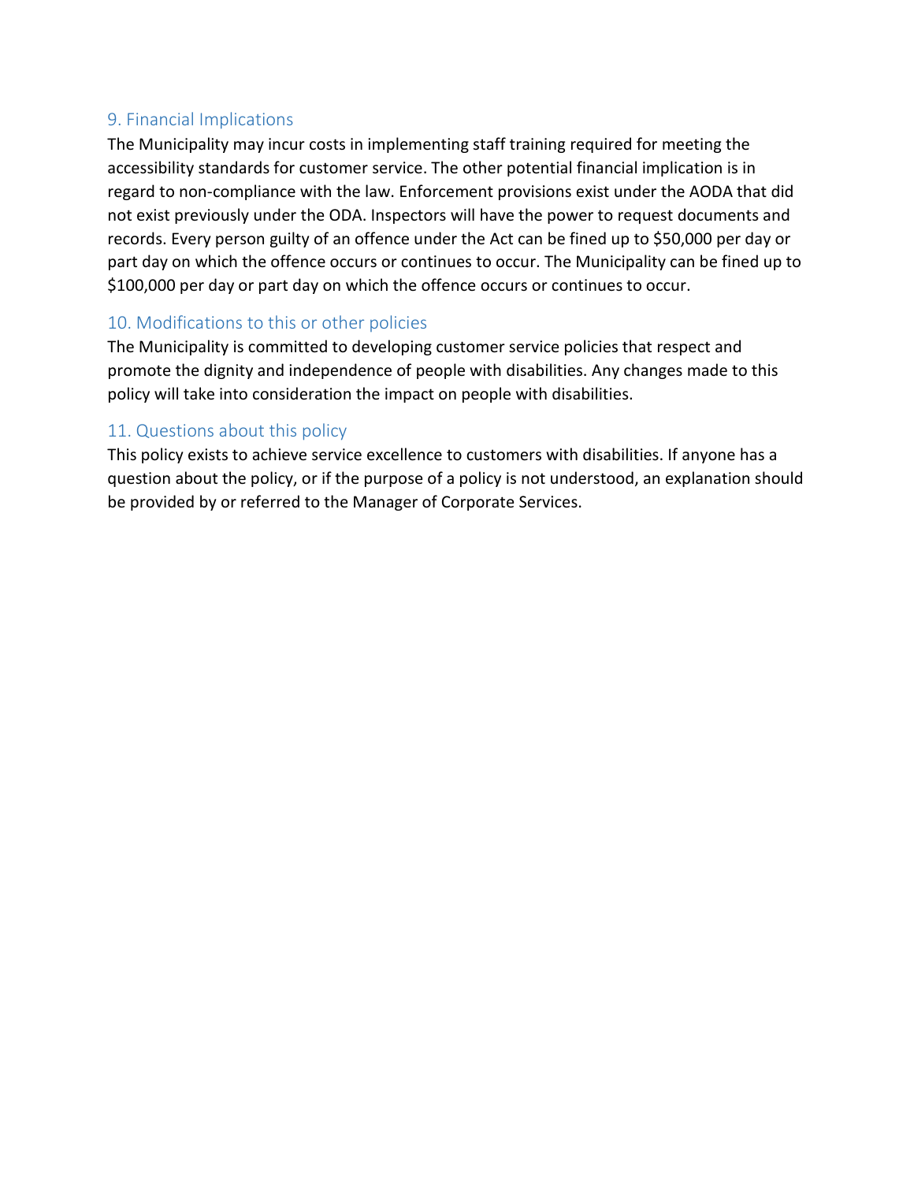## 9. Financial Implications

The Municipality may incur costs in implementing staff training required for meeting the accessibility standards for customer service. The other potential financial implication is in regard to non-compliance with the law. Enforcement provisions exist under the AODA that did not exist previously under the ODA. Inspectors will have the power to request documents and records. Every person guilty of an offence under the Act can be fined up to $50,000 per day or part day on which the offence occurs or continues to occur. The Municipality can be fined up to $100,000 per day or part day on which the offence occurs or continues to occur.

## 10. Modifications to this or other policies

The Municipality is committed to developing customer service policies that respect and promote the dignity and independence of people with disabilities. Any changes made to this policy will take into consideration the impact on people with disabilities.

## 11. Questions about this policy

This policy exists to achieve service excellence to customers with disabilities. If anyone has a question about the policy, or if the purpose of a policy is not understood, an explanation should be provided by or referred to the Manager of Corporate Services.